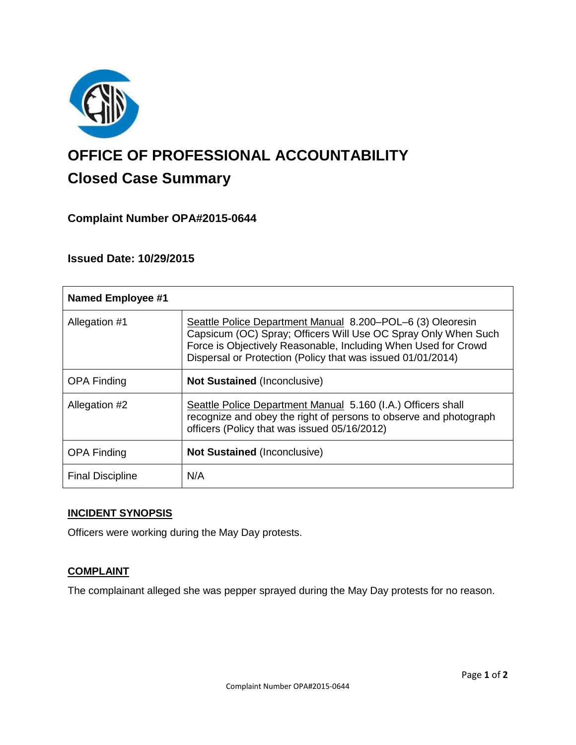# OFFICE OF PROFESSIONAL ACCOUNTABILITY

## Closed Case Summary

### Complaint Number OPA#2015-0644

### Issued Date: 10/29/2015

| Named Employee #1 | |
|---|---|
| Allegation #1 | Seattle Police Department Manual 8.200–POL–6 (3) Oleoresin Capsicum (OC) Spray; Officers Will Use OC Spray Only When Such Force is Objectively Reasonable, Including When Used for Crowd Dispersal or Protection (Policy that was issued 01/01/2014) |
| OPA Finding | **Not Sustained** (Inconclusive) |
| Allegation #2 | Seattle Police Department Manual 5.160 (I.A.) Officers shall recognize and obey the right of persons to observe and photograph officers (Policy that was issued 05/16/2012) |
| OPA Finding | **Not Sustained** (Inconclusive) |
| Final Discipline | N/A |

## INCIDENT SYNOPSIS

Officers were working during the May Day protests.

## COMPLAINT

The complainant alleged she was pepper sprayed during the May Day protests for no reason.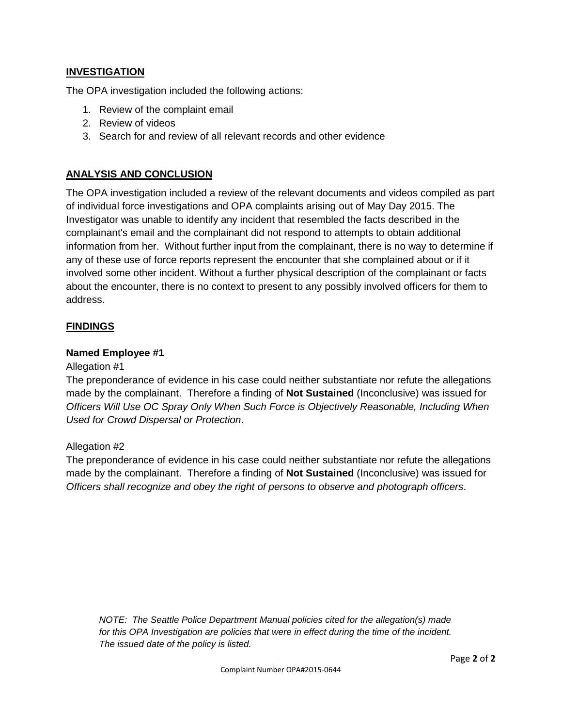## INVESTIGATION

The OPA investigation included the following actions:

1. Review of the complaint email
2. Review of videos
3. Search for and review of all relevant records and other evidence

## ANALYSIS AND CONCLUSION

The OPA investigation included a review of the relevant documents and videos compiled as part of individual force investigations and OPA complaints arising out of May Day 2015. The Investigator was unable to identify any incident that resembled the facts described in the complainant's email and the complainant did not respond to attempts to obtain additional information from her. Without further input from the complainant, there is no way to determine if any of these use of force reports represent the encounter that she complained about or if it involved some other incident. Without a further physical description of the complainant or facts about the encounter, there is no context to present to any possibly involved officers for them to address.

## FINDINGS

### Named Employee #1

Allegation #1

The preponderance of evidence in his case could neither substantiate nor refute the allegations made by the complainant. Therefore a finding of **Not Sustained** (Inconclusive) was issued for *Officers Will Use OC Spray Only When Such Force is Objectively Reasonable, Including When Used for Crowd Dispersal or Protection*.

Allegation #2

The preponderance of evidence in his case could neither substantiate nor refute the allegations made by the complainant. Therefore a finding of **Not Sustained** (Inconclusive) was issued for *Officers shall recognize and obey the right of persons to observe and photograph officers*.

*NOTE: The Seattle Police Department Manual policies cited for the allegation(s) made for this OPA Investigation are policies that were in effect during the time of the incident. The issued date of the policy is listed.*

Complaint Number OPA#2015-0644